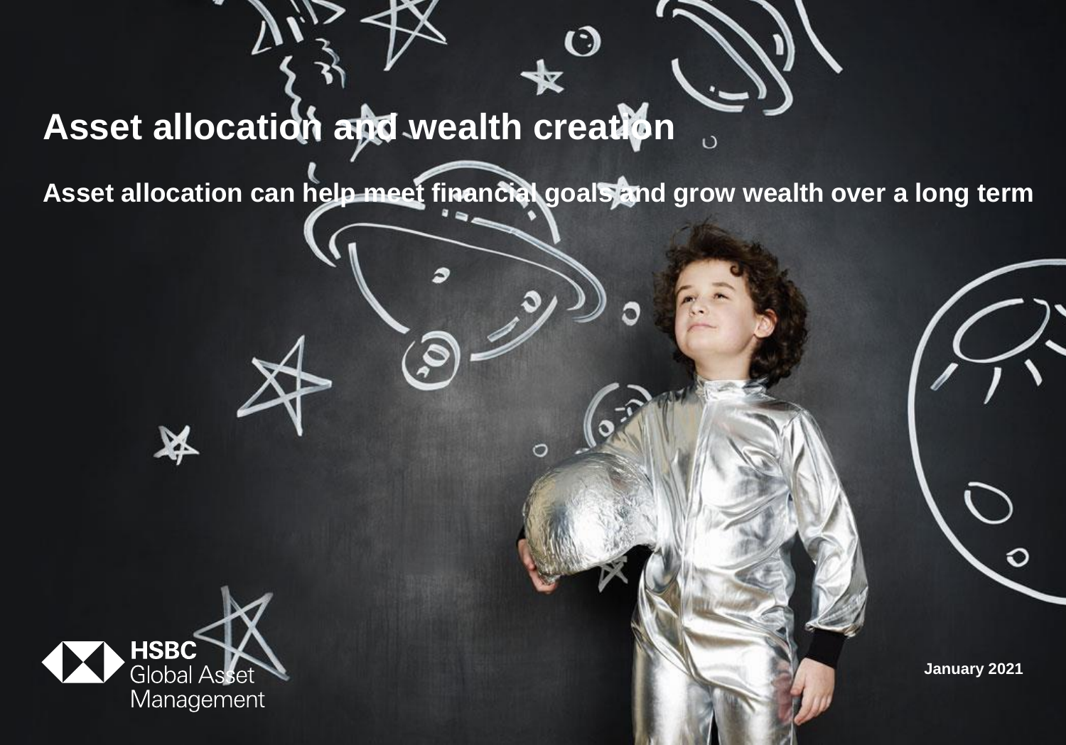# Asset allocation and wealth creation

## Asset allocation can help meet financial goals and grow wealth over a long term

HSBC Global Asset Management

January 2021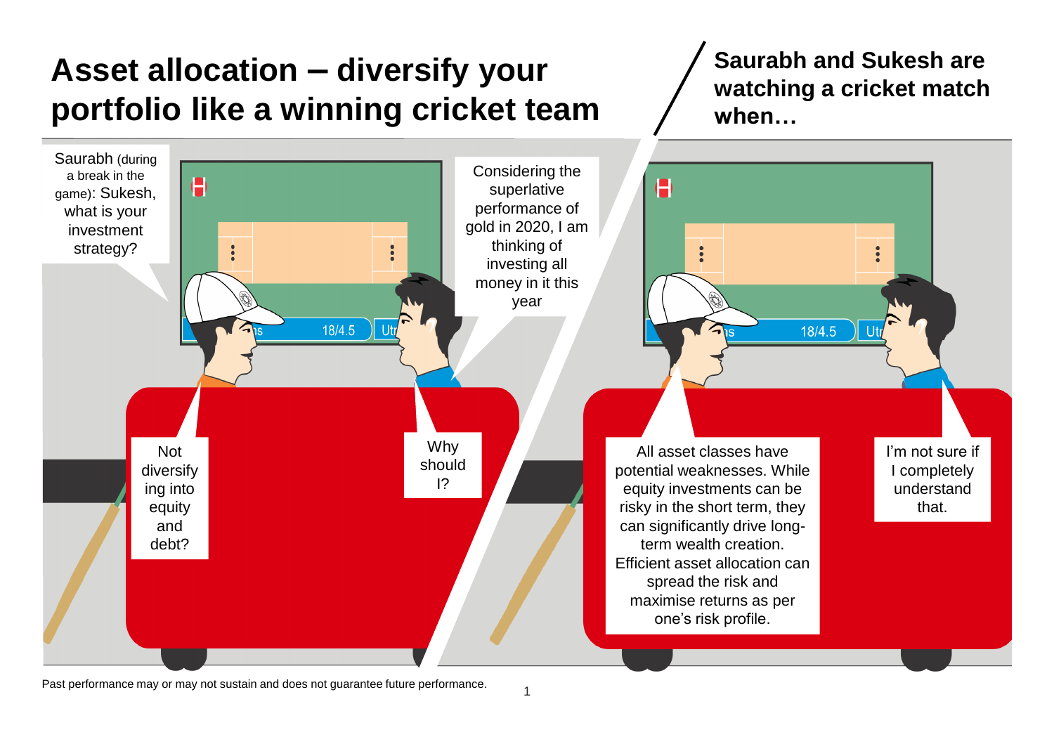# Asset allocation – diversify your portfolio like a winning cricket team

**Saurabh and Sukesh are watching a cricket match when…**

Saurabh (during a break in the game): Sukesh, what is your investment strategy?

Considering the superlative performance of gold in 2020, I am thinking of investing all money in it this year

Not diversifying into equity and debt?

Why should I?

All asset classes have potential weaknesses. While equity investments can be risky in the short term, they can significantly drive long-term wealth creation. Efficient asset allocation can spread the risk and maximise returns as per one's risk profile.

I'm not sure if I completely understand that.

Past performance may or may not sustain and does not guarantee future performance.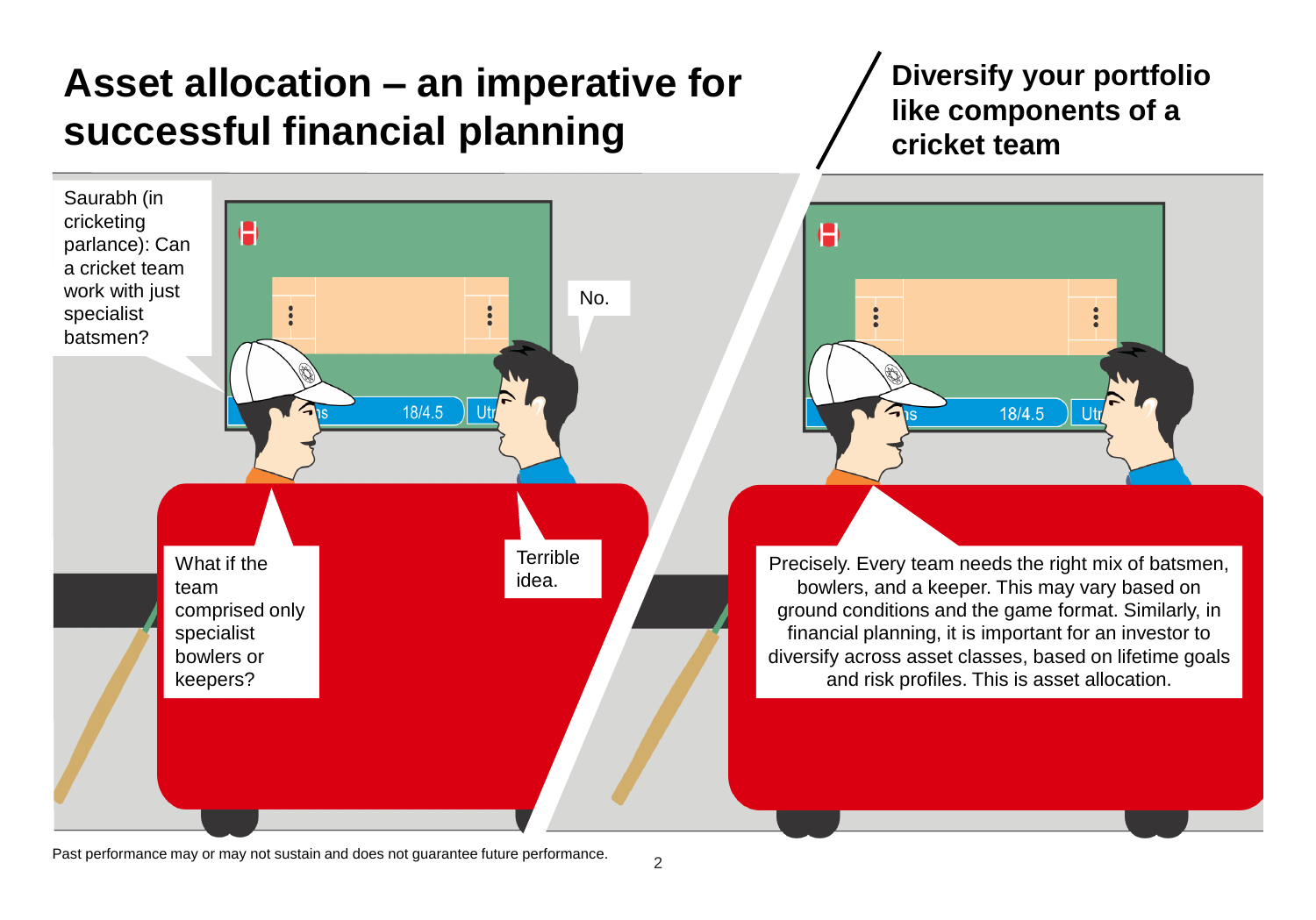# Asset allocation – an imperative for successful financial planning

## Diversify your portfolio like components of a cricket team

Saurabh (in cricketing parlance): Can a cricket team work with just specialist batsmen?

No.

What if the team comprised only specialist bowlers or keepers?

Terrible idea.

Precisely. Every team needs the right mix of batsmen, bowlers, and a keeper. This may vary based on ground conditions and the game format. Similarly, in financial planning, it is important for an investor to diversify across asset classes, based on lifetime goals and risk profiles. This is asset allocation.

Past performance may or may not sustain and does not guarantee future performance.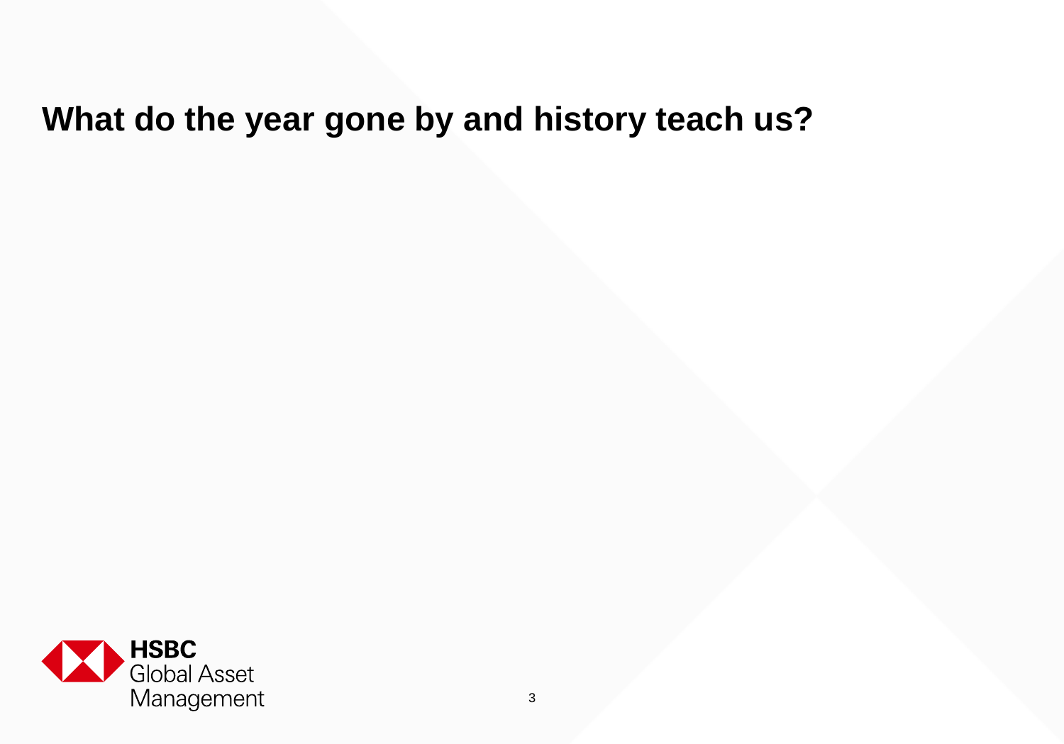# What do the year gone by and history teach us?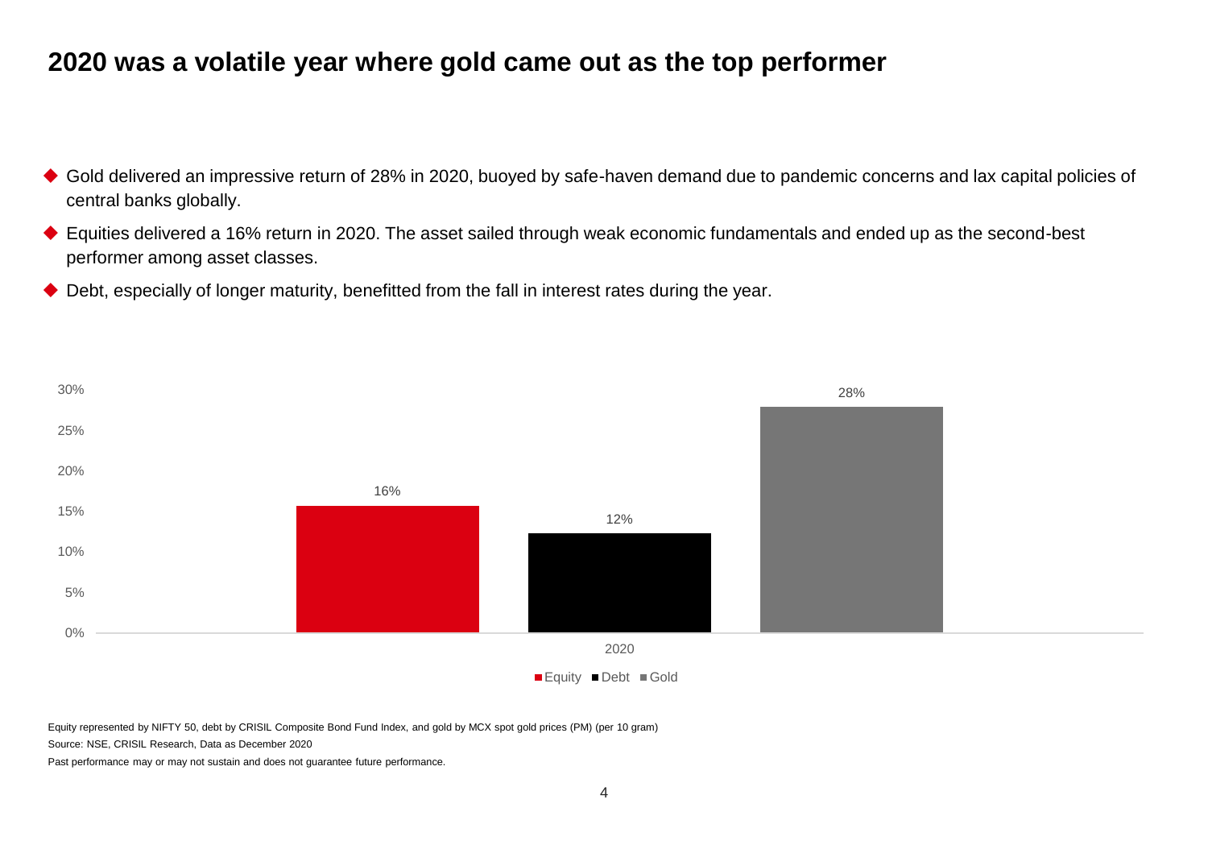# 2020 was a volatile year where gold came out as the top performer

- Gold delivered an impressive return of 28% in 2020, buoyed by safe-haven demand due to pandemic concerns and lax capital policies of central banks globally.
- Equities delivered a 16% return in 2020. The asset sailed through weak economic fundamentals and ended up as the second-best performer among asset classes.
- Debt, especially of longer maturity, benefitted from the fall in interest rates during the year.

| | Equity | Debt | Gold |
|---|---|---|---|
| 2020 | 16% | 12% | 28% |

Equity represented by NIFTY 50, debt by CRISIL Composite Bond Fund Index, and gold by MCX spot gold prices (PM) (per 10 gram)

Source: NSE, CRISIL Research, Data as December 2020

Past performance may or may not sustain and does not guarantee future performance.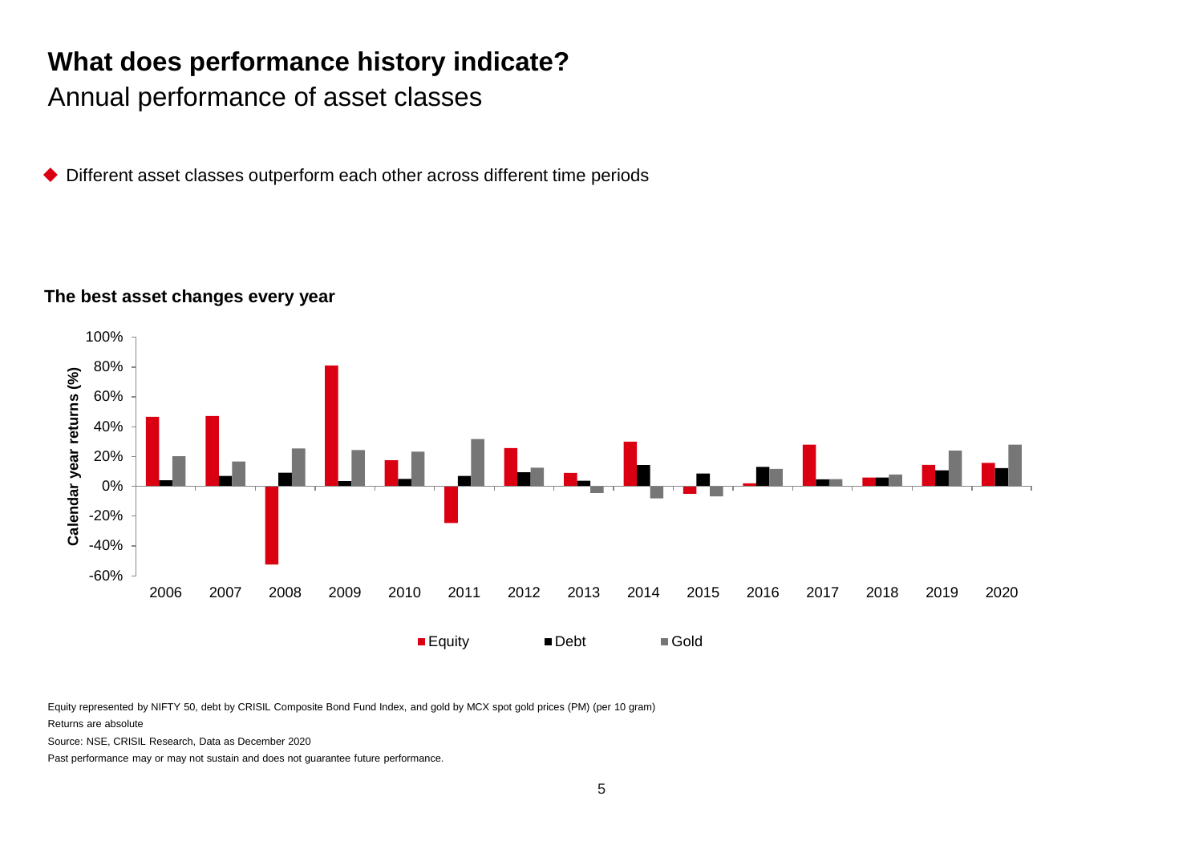# What does performance history indicate?

## Annual performance of asset classes

- Different asset classes outperform each other across different time periods

**The best asset changes every year**

Equity represented by NIFTY 50, debt by CRISIL Composite Bond Fund Index, and gold by MCX spot gold prices (PM) (per 10 gram)

Returns are absolute

Source: NSE, CRISIL Research, Data as December 2020

Past performance may or may not sustain and does not guarantee future performance.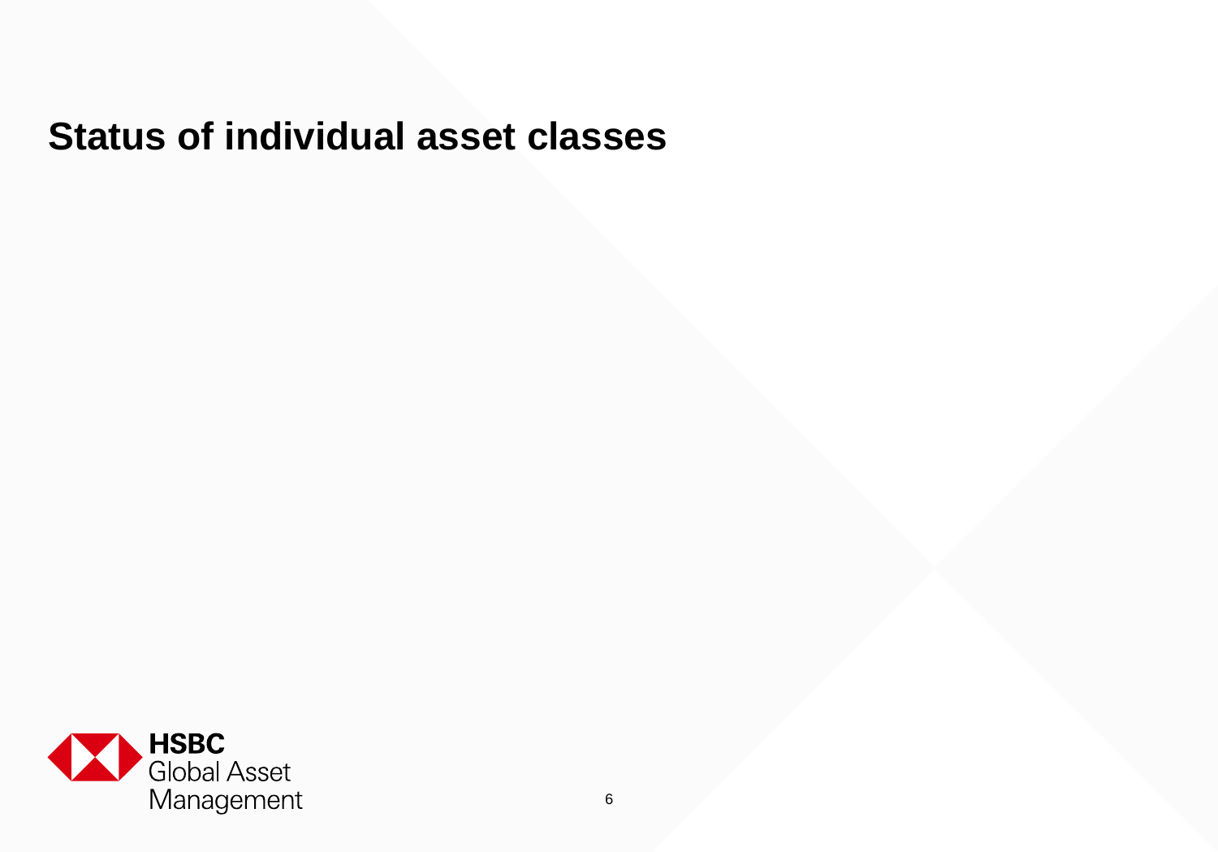# Status of individual asset classes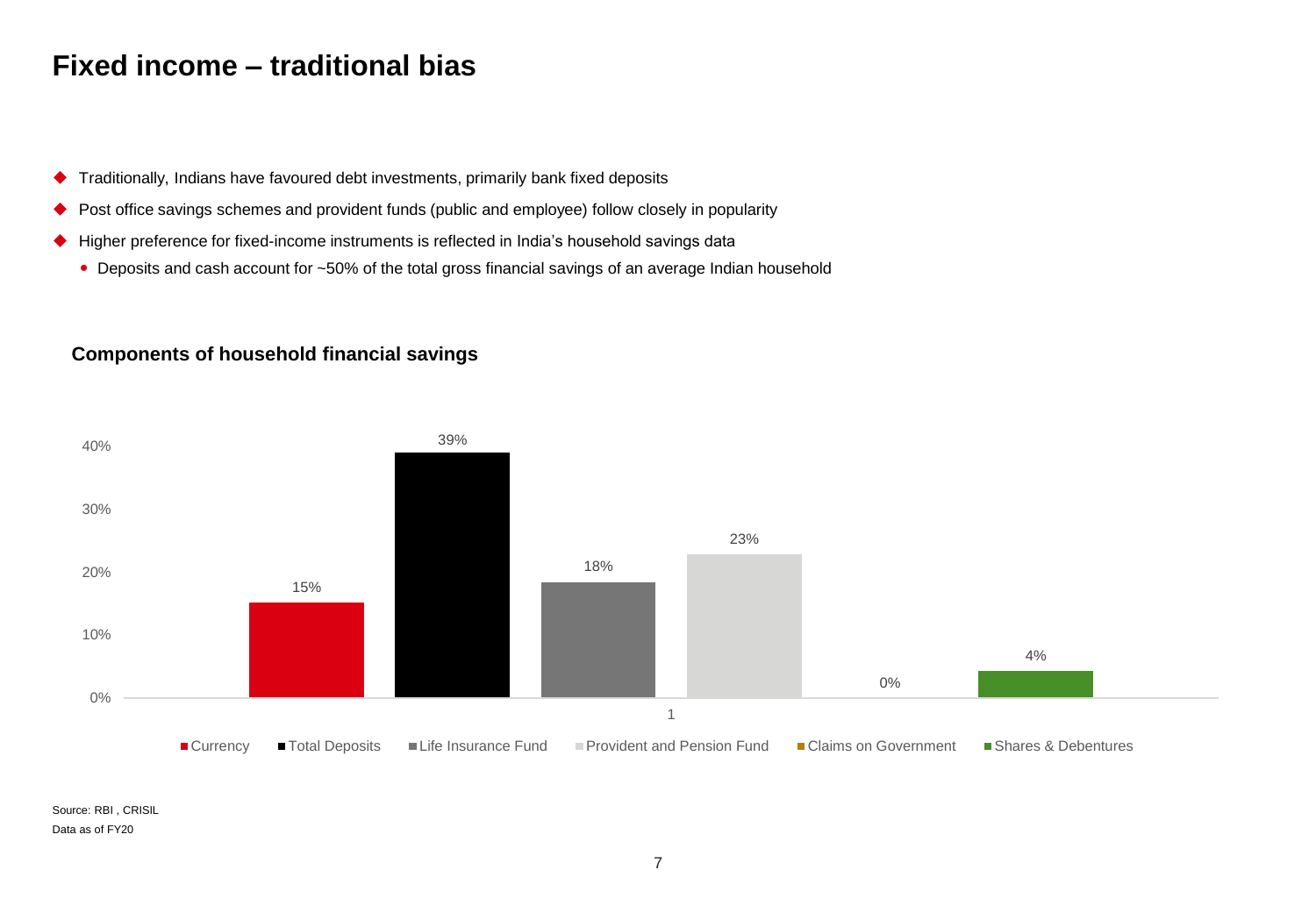# Fixed income – traditional bias

- Traditionally, Indians have favoured debt investments, primarily bank fixed deposits
- Post office savings schemes and provident funds (public and employee) follow closely in popularity
- Higher preference for fixed-income instruments is reflected in India's household savings data
  - Deposits and cash account for ~50% of the total gross financial savings of an average Indian household

**Components of household financial savings**

| Component | Share |
|---|---|
| Currency | 15% |
| Total Deposits | 39% |
| Life Insurance Fund | 18% |
| Provident and Pension Fund | 23% |
| Claims on Government | 0% |
| Shares & Debentures | 4% |

Source: RBI , CRISIL

Data as of FY20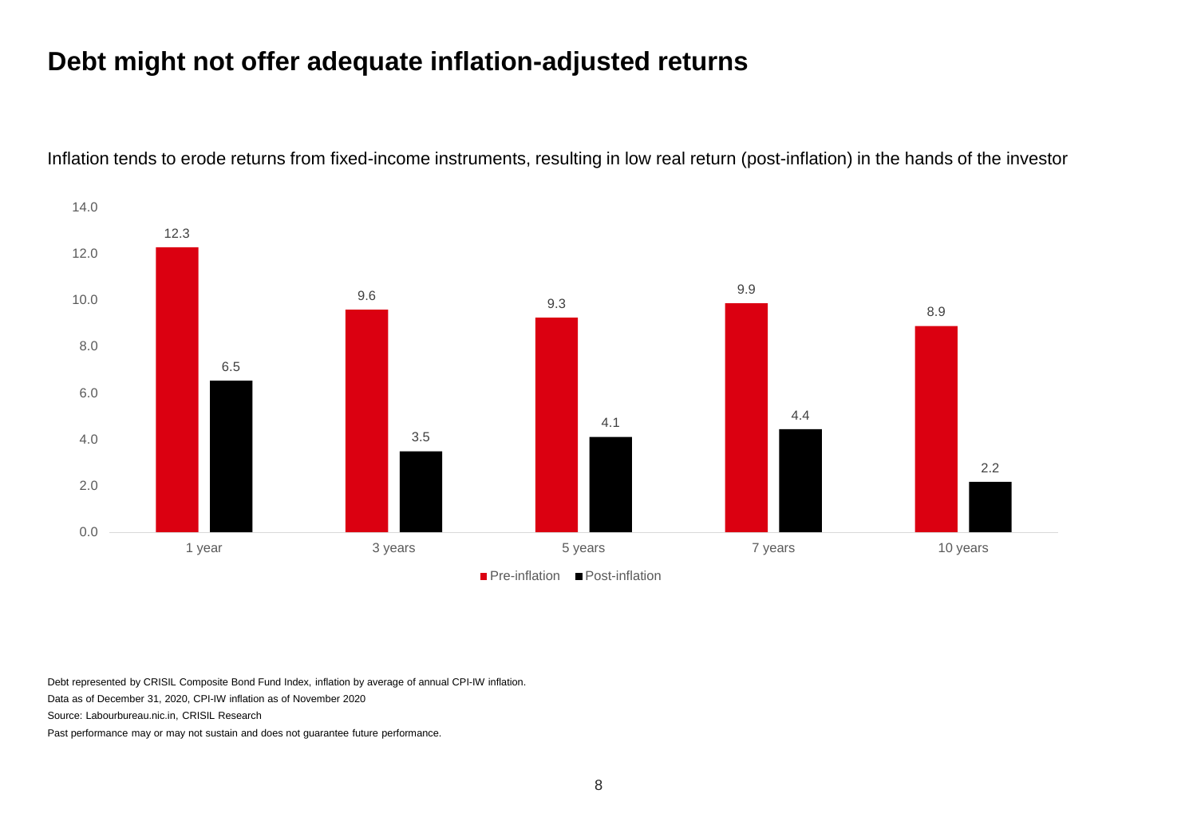# Debt might not offer adequate inflation-adjusted returns

Inflation tends to erode returns from fixed-income instruments, resulting in low real return (post-inflation) in the hands of the investor

| | Pre-inflation | Post-inflation |
|---|---|---|
| 1 year | 12.3 | 6.5 |
| 3 years | 9.6 | 3.5 |
| 5 years | 9.3 | 4.1 |
| 7 years | 9.9 | 4.4 |
| 10 years | 8.9 | 2.2 |

Debt represented by CRISIL Composite Bond Fund Index, inflation by average of annual CPI-IW inflation.

Data as of December 31, 2020, CPI-IW inflation as of November 2020

Source: Labourbureau.nic.in, CRISIL Research

Past performance may or may not sustain and does not guarantee future performance.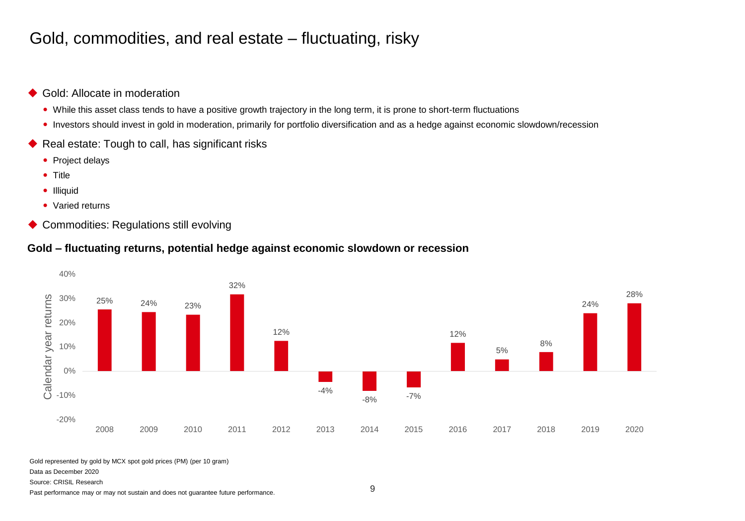# Gold, commodities, and real estate – fluctuating, risky

- Gold: Allocate in moderation
  - While this asset class tends to have a positive growth trajectory in the long term, it is prone to short-term fluctuations
  - Investors should invest in gold in moderation, primarily for portfolio diversification and as a hedge against economic slowdown/recession
- Real estate: Tough to call, has significant risks
  - Project delays
  - Title
  - Illiquid
  - Varied returns
- Commodities: Regulations still evolving

**Gold – fluctuating returns, potential hedge against economic slowdown or recession**

| Year | Calendar year returns |
|---|---|
| 2008 | 25% |
| 2009 | 24% |
| 2010 | 23% |
| 2011 | 32% |
| 2012 | 12% |
| 2013 | -4% |
| 2014 | -8% |
| 2015 | -7% |
| 2016 | 12% |
| 2017 | 5% |
| 2018 | 8% |
| 2019 | 24% |
| 2020 | 28% |

Gold represented by gold by MCX spot gold prices (PM) (per 10 gram)

Data as December 2020

Source: CRISIL Research

Past performance may or may not sustain and does not guarantee future performance.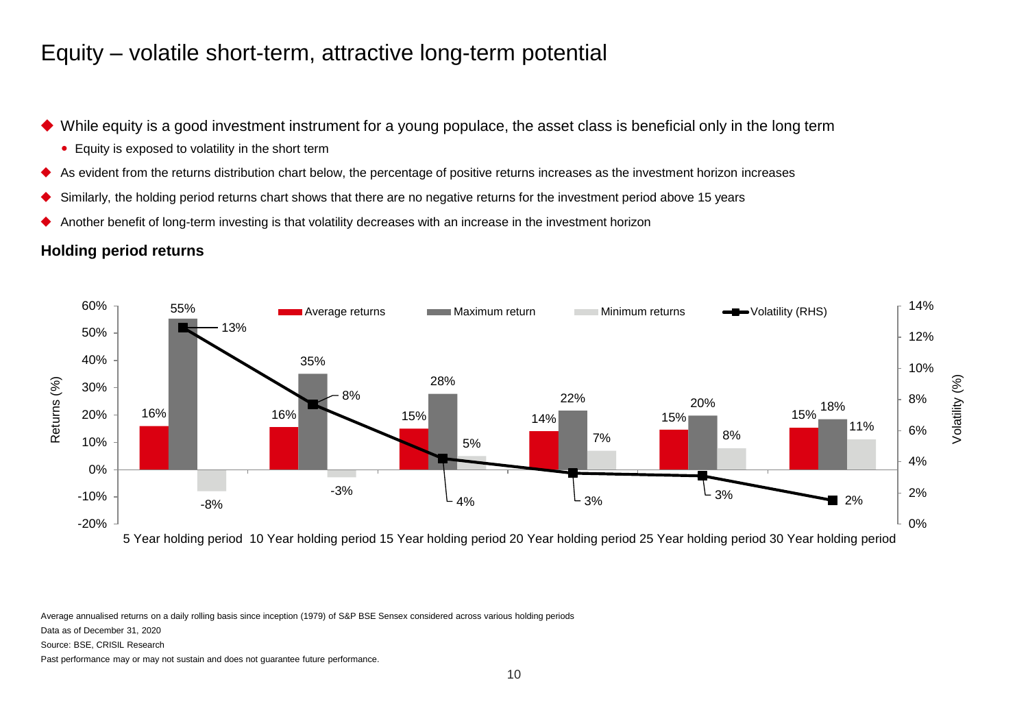# Equity – volatile short-term, attractive long-term potential

- While equity is a good investment instrument for a young populace, the asset class is beneficial only in the long term
  - Equity is exposed to volatility in the short term
- As evident from the returns distribution chart below, the percentage of positive returns increases as the investment horizon increases
- Similarly, the holding period returns chart shows that there are no negative returns for the investment period above 15 years
- Another benefit of long-term investing is that volatility decreases with an increase in the investment horizon

**Holding period returns**

| Holding period | Average returns | Maximum return | Minimum returns | Volatility (RHS) |
|---|---|---|---|---|
| 5 Year holding period | 16% | 55% | -8% | 13% |
| 10 Year holding period | 16% | 35% | -3% | 8% |
| 15 Year holding period | 15% | 28% | 5% | 4% |
| 20 Year holding period | 14% | 22% | 7% | 3% |
| 25 Year holding period | 15% | 20% | 8% | 3% |
| 30 Year holding period | 15% | 18% | 11% | 2% |

Average annualised returns on a daily rolling basis since inception (1979) of S&P BSE Sensex considered across various holding periods

Data as of December 31, 2020

Source: BSE, CRISIL Research

Past performance may or may not sustain and does not guarantee future performance.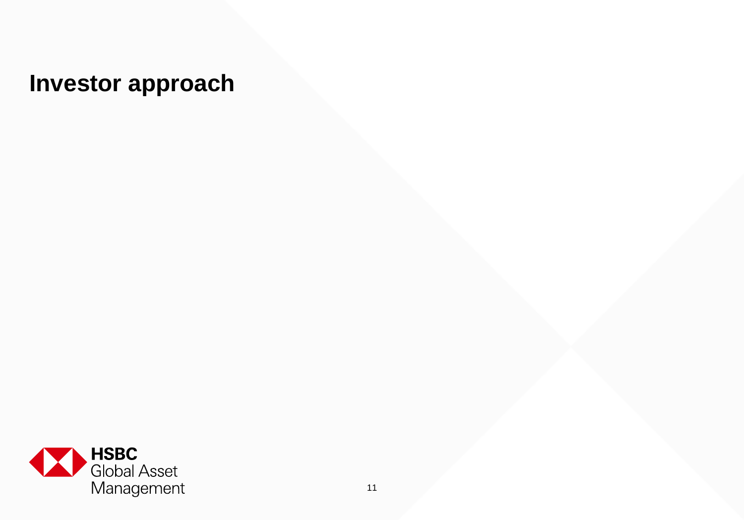# Investor approach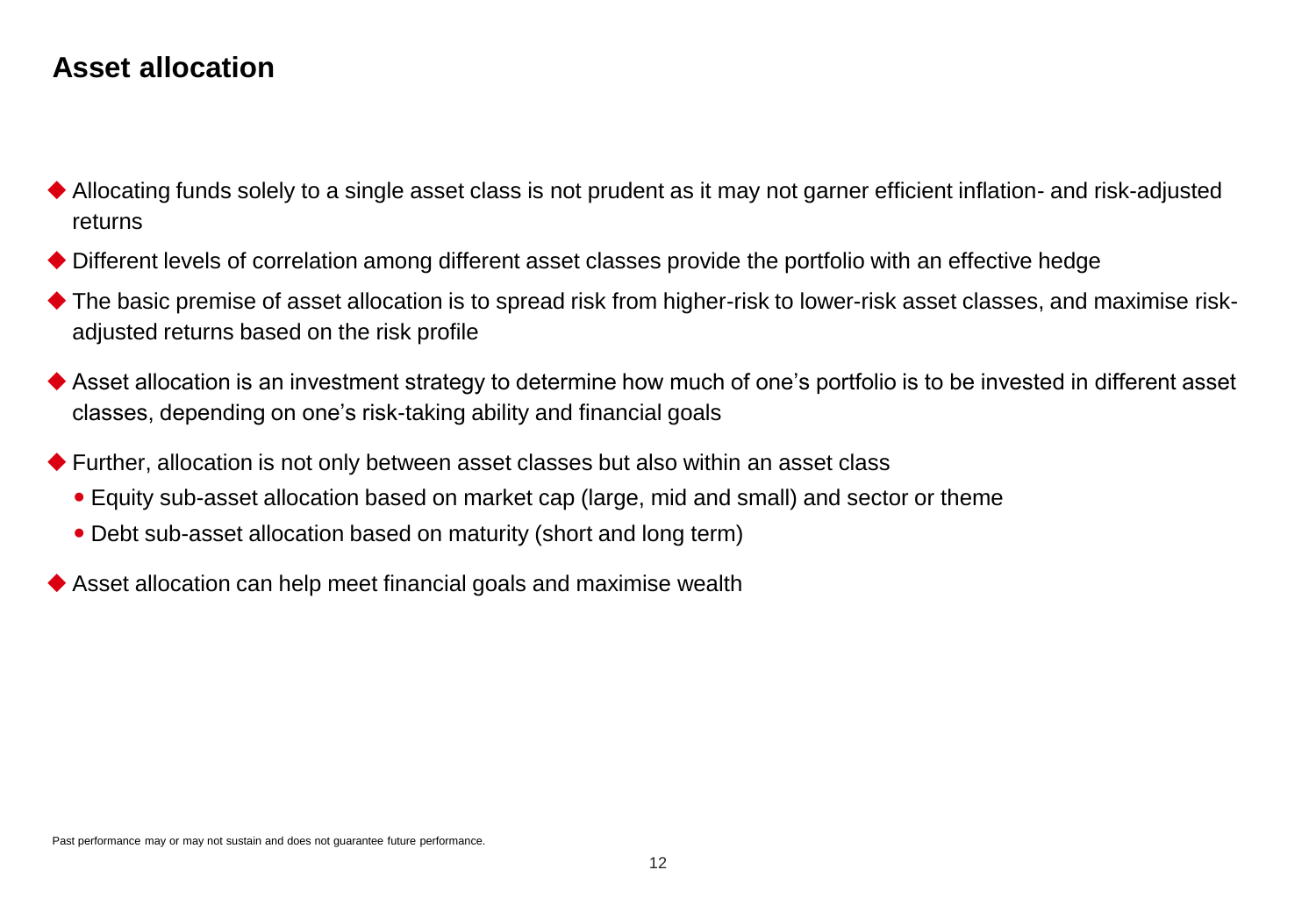## Asset allocation

- Allocating funds solely to a single asset class is not prudent as it may not garner efficient inflation- and risk-adjusted returns
- Different levels of correlation among different asset classes provide the portfolio with an effective hedge
- The basic premise of asset allocation is to spread risk from higher-risk to lower-risk asset classes, and maximise risk-adjusted returns based on the risk profile
- Asset allocation is an investment strategy to determine how much of one's portfolio is to be invested in different asset classes, depending on one's risk-taking ability and financial goals
- Further, allocation is not only between asset classes but also within an asset class
  - Equity sub-asset allocation based on market cap (large, mid and small) and sector or theme
  - Debt sub-asset allocation based on maturity (short and long term)
- Asset allocation can help meet financial goals and maximise wealth

Past performance may or may not sustain and does not guarantee future performance.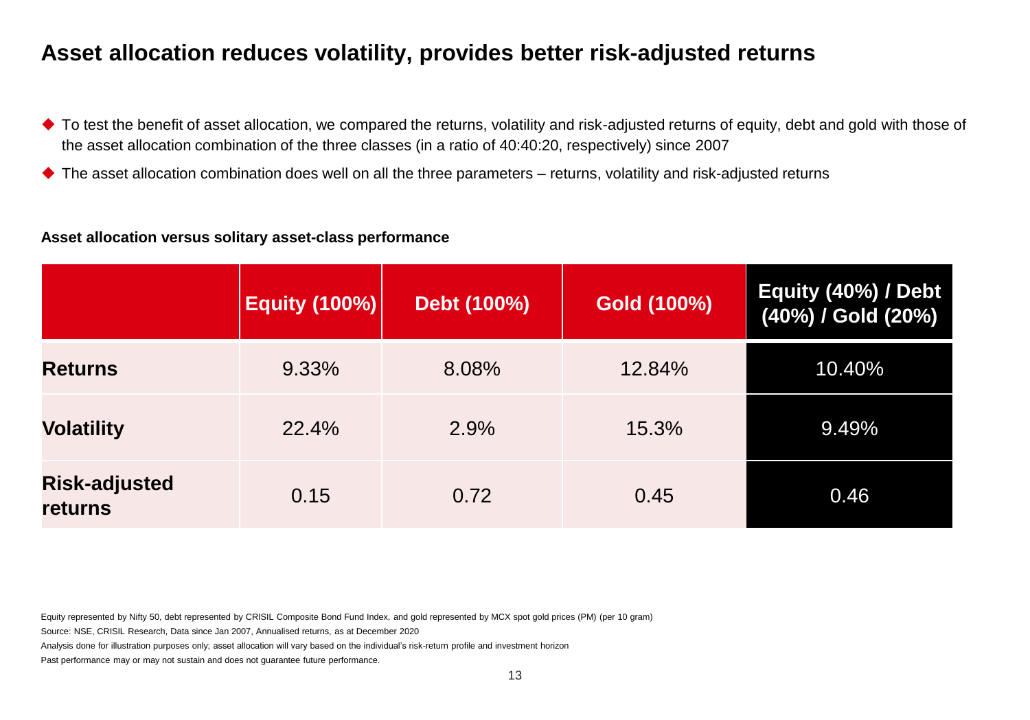# Asset allocation reduces volatility, provides better risk-adjusted returns

- To test the benefit of asset allocation, we compared the returns, volatility and risk-adjusted returns of equity, debt and gold with those of the asset allocation combination of the three classes (in a ratio of 40:40:20, respectively) since 2007
- The asset allocation combination does well on all the three parameters – returns, volatility and risk-adjusted returns

**Asset allocation versus solitary asset-class performance**

| | Equity (100%) | Debt (100%) | Gold (100%) | Equity (40%) / Debt (40%) / Gold (20%) |
|---|---|---|---|---|
| **Returns** | 9.33% | 8.08% | 12.84% | 10.40% |
| **Volatility** | 22.4% | 2.9% | 15.3% | 9.49% |
| **Risk-adjusted returns** | 0.15 | 0.72 | 0.45 | 0.46 |

Equity represented by Nifty 50, debt represented by CRISIL Composite Bond Fund Index, and gold represented by MCX spot gold prices (PM) (per 10 gram)

Source: NSE, CRISIL Research, Data since Jan 2007, Annualised returns, as at December 2020

Analysis done for illustration purposes only; asset allocation will vary based on the individual's risk-return profile and investment horizon

Past performance may or may not sustain and does not guarantee future performance.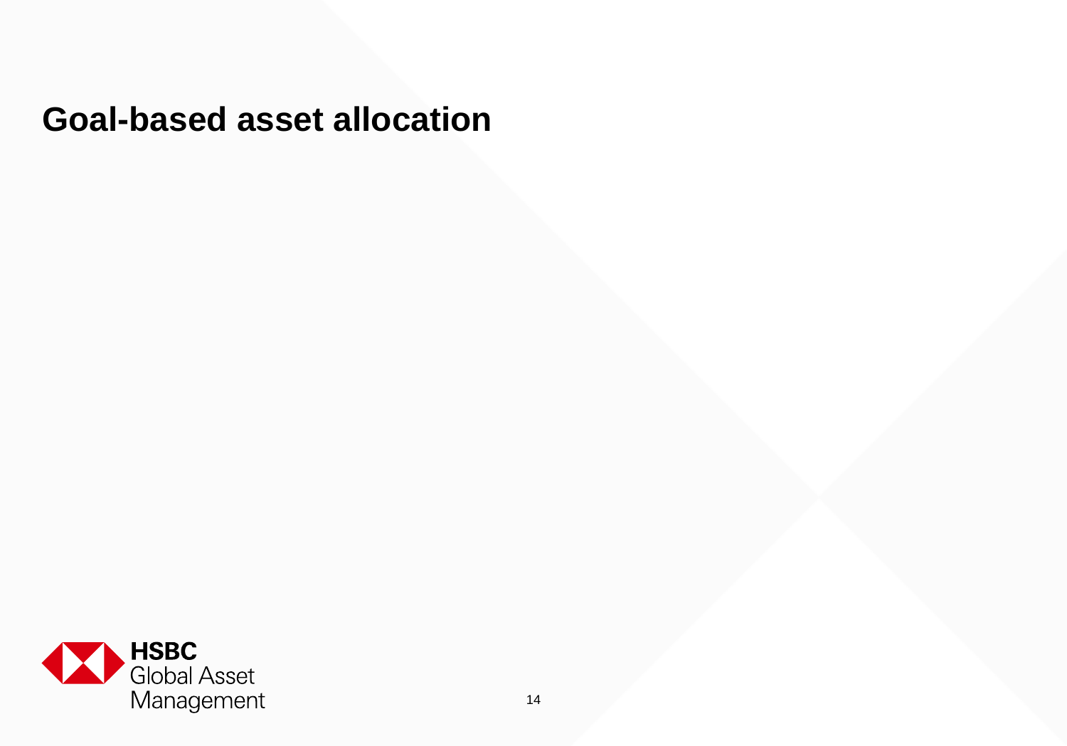# Goal-based asset allocation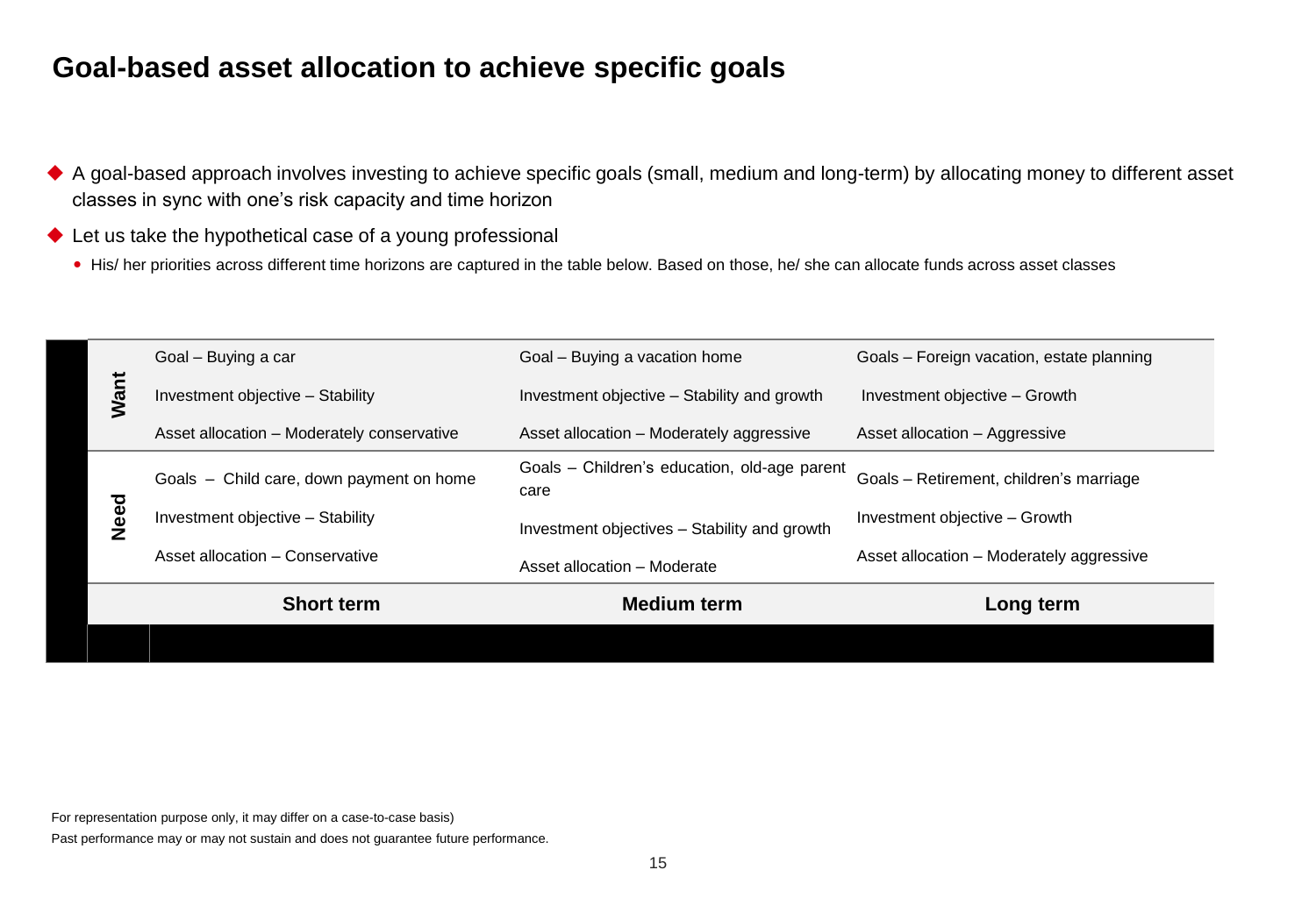# Goal-based asset allocation to achieve specific goals

- A goal-based approach involves investing to achieve specific goals (small, medium and long-term) by allocating money to different asset classes in sync with one's risk capacity and time horizon
- Let us take the hypothetical case of a young professional
  - His/ her priorities across different time horizons are captured in the table below. Based on those, he/ she can allocate funds across asset classes

| | Short term | Medium term | Long term |
|---|---|---|---|
| **Want** | Goal – Buying a car<br>Investment objective – Stability<br>Asset allocation – Moderately conservative | Goal – Buying a vacation home<br>Investment objective – Stability and growth<br>Asset allocation – Moderately aggressive | Goals – Foreign vacation, estate planning<br>Investment objective – Growth<br>Asset allocation – Aggressive |
| **Need** | Goals – Child care, down payment on home<br>Investment objective – Stability<br>Asset allocation – Conservative | Goals – Children's education, old-age parent care<br>Investment objectives – Stability and growth<br>Asset allocation – Moderate | Goals – Retirement, children's marriage<br>Investment objective – Growth<br>Asset allocation – Moderately aggressive |

For representation purpose only, it may differ on a case-to-case basis)

Past performance may or may not sustain and does not guarantee future performance.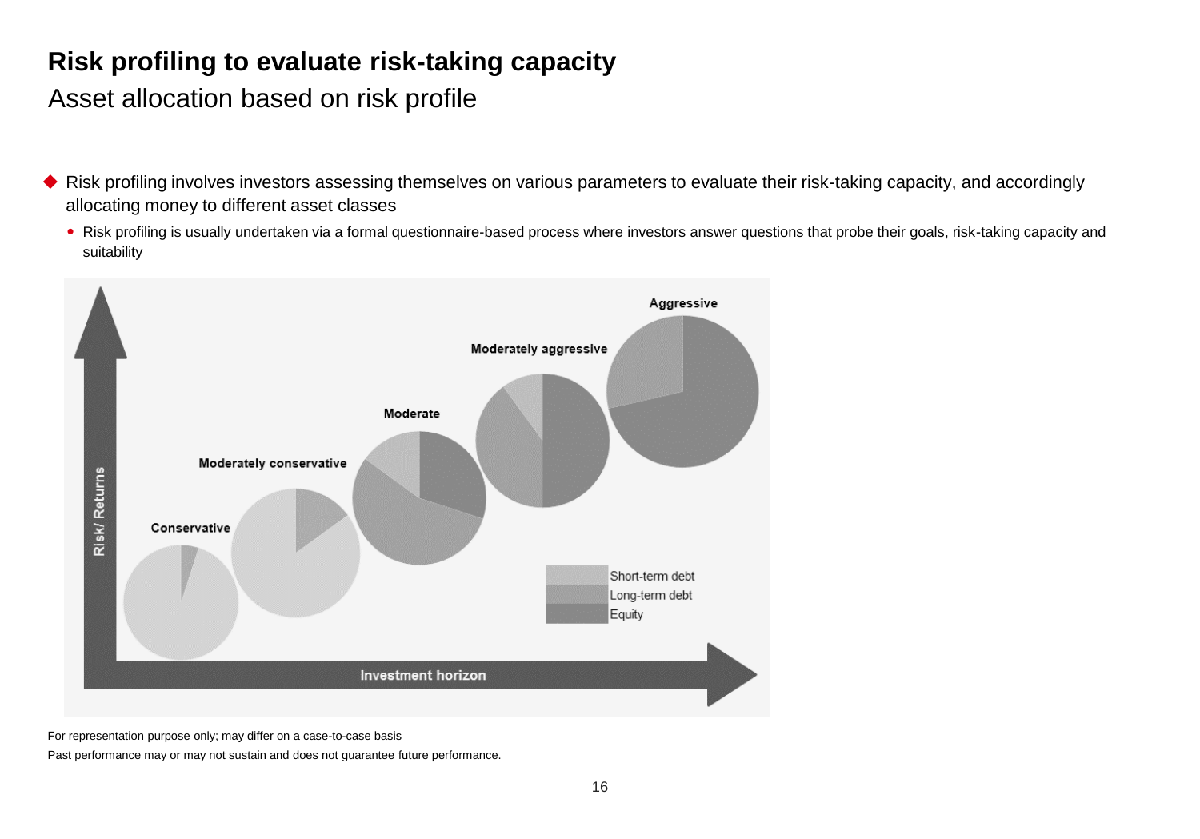# Risk profiling to evaluate risk-taking capacity

## Asset allocation based on risk profile

- Risk profiling involves investors assessing themselves on various parameters to evaluate their risk-taking capacity, and accordingly allocating money to different asset classes
  - Risk profiling is usually undertaken via a formal questionnaire-based process where investors answer questions that probe their goals, risk-taking capacity and suitability

For representation purpose only; may differ on a case-to-case basis

Past performance may or may not sustain and does not guarantee future performance.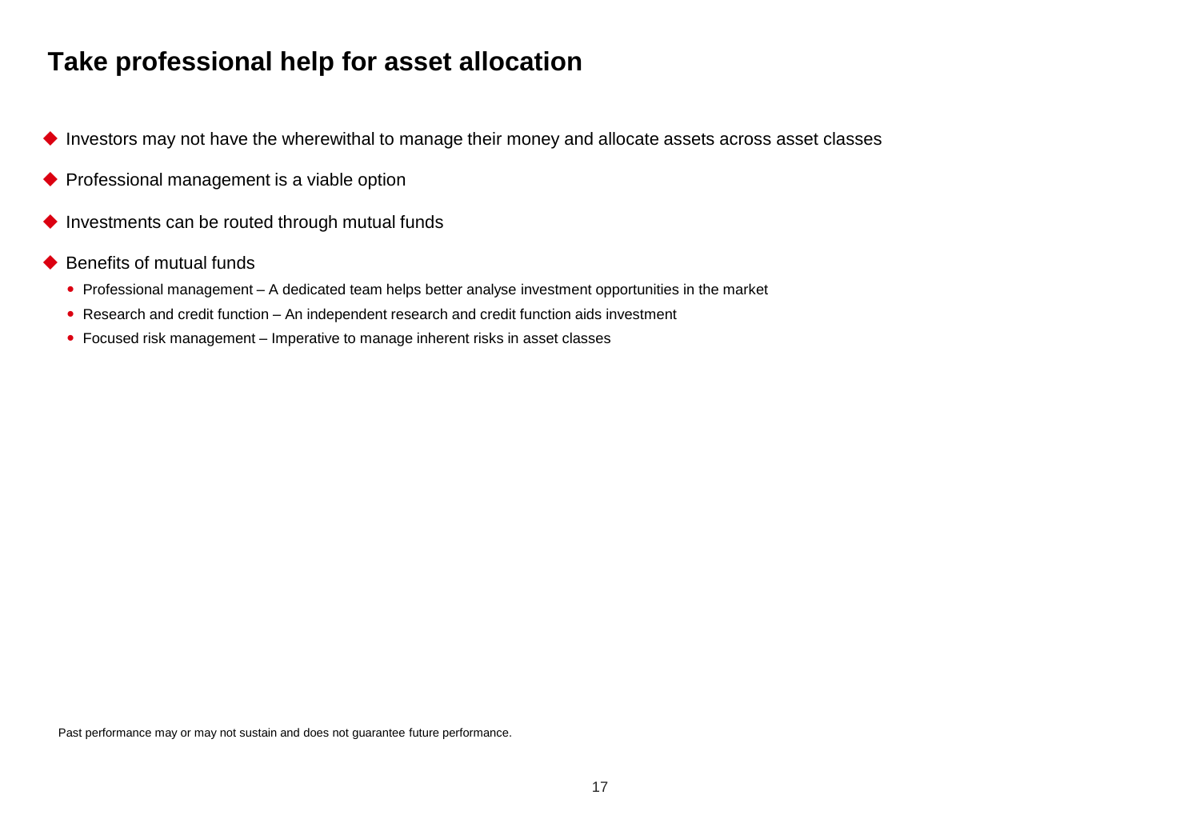# Take professional help for asset allocation

- Investors may not have the wherewithal to manage their money and allocate assets across asset classes
- Professional management is a viable option
- Investments can be routed through mutual funds
- Benefits of mutual funds
  - Professional management – A dedicated team helps better analyse investment opportunities in the market
  - Research and credit function – An independent research and credit function aids investment
  - Focused risk management – Imperative to manage inherent risks in asset classes

Past performance may or may not sustain and does not guarantee future performance.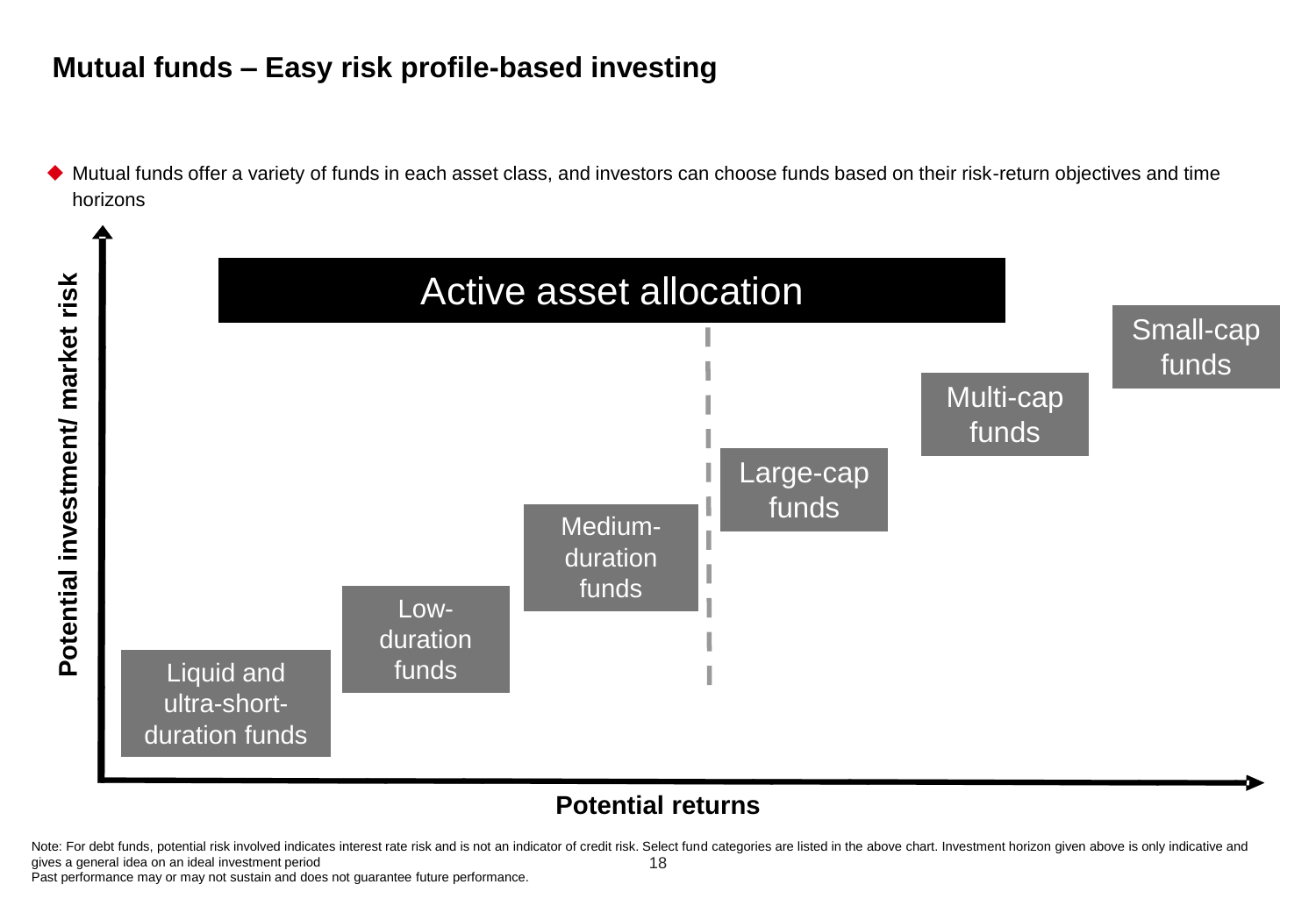## Mutual funds – Easy risk profile-based investing

- Mutual funds offer a variety of funds in each asset class, and investors can choose funds based on their risk-return objectives and time horizons

Active asset allocation

Potential investment/ market risk

Liquid and ultra-short-duration funds

Low-duration funds

Medium-duration funds

Large-cap funds

Multi-cap funds

Small-cap funds

Potential returns

Note: For debt funds, potential risk involved indicates interest rate risk and is not an indicator of credit risk. Select fund categories are listed in the above chart. Investment horizon given above is only indicative and gives a general idea on an ideal investment period

Past performance may or may not sustain and does not guarantee future performance.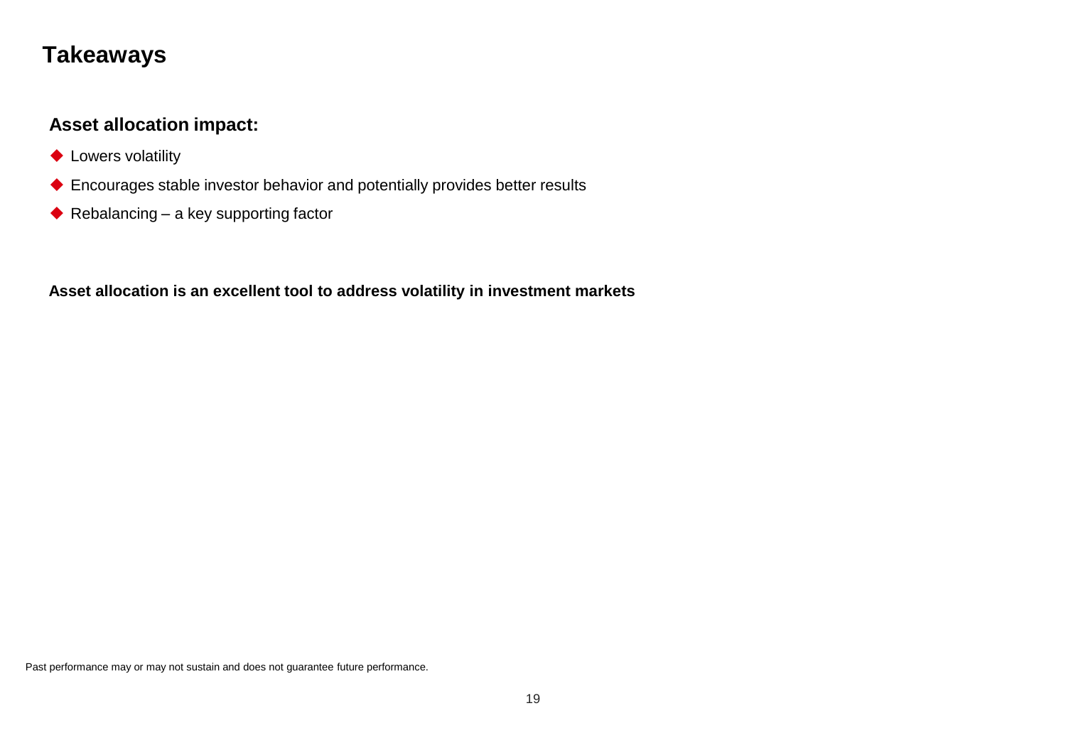# Takeaways

## Asset allocation impact:

- Lowers volatility
- Encourages stable investor behavior and potentially provides better results
- Rebalancing – a key supporting factor

**Asset allocation is an excellent tool to address volatility in investment markets**

Past performance may or may not sustain and does not guarantee future performance.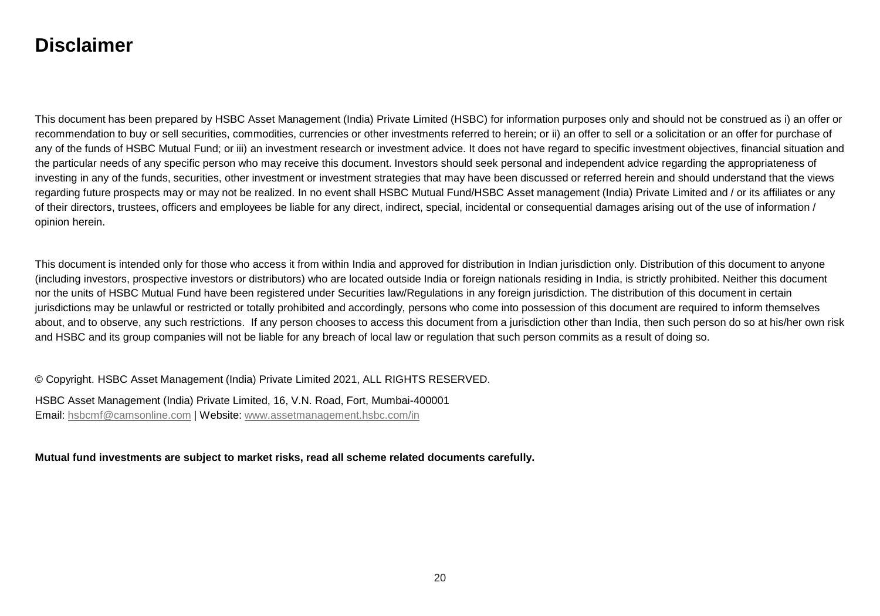# Disclaimer

This document has been prepared by HSBC Asset Management (India) Private Limited (HSBC) for information purposes only and should not be construed as i) an offer or recommendation to buy or sell securities, commodities, currencies or other investments referred to herein; or ii) an offer to sell or a solicitation or an offer for purchase of any of the funds of HSBC Mutual Fund; or iii) an investment research or investment advice. It does not have regard to specific investment objectives, financial situation and the particular needs of any specific person who may receive this document. Investors should seek personal and independent advice regarding the appropriateness of investing in any of the funds, securities, other investment or investment strategies that may have been discussed or referred herein and should understand that the views regarding future prospects may or may not be realized. In no event shall HSBC Mutual Fund/HSBC Asset management (India) Private Limited and / or its affiliates or any of their directors, trustees, officers and employees be liable for any direct, indirect, special, incidental or consequential damages arising out of the use of information / opinion herein.

This document is intended only for those who access it from within India and approved for distribution in Indian jurisdiction only. Distribution of this document to anyone (including investors, prospective investors or distributors) who are located outside India or foreign nationals residing in India, is strictly prohibited. Neither this document nor the units of HSBC Mutual Fund have been registered under Securities law/Regulations in any foreign jurisdiction. The distribution of this document in certain jurisdictions may be unlawful or restricted or totally prohibited and accordingly, persons who come into possession of this document are required to inform themselves about, and to observe, any such restrictions. If any person chooses to access this document from a jurisdiction other than India, then such person do so at his/her own risk and HSBC and its group companies will not be liable for any breach of local law or regulation that such person commits as a result of doing so.

© Copyright. HSBC Asset Management (India) Private Limited 2021, ALL RIGHTS RESERVED.

HSBC Asset Management (India) Private Limited, 16, V.N. Road, Fort, Mumbai-400001
Email: hsbcmf@camsonline.com | Website: www.assetmanagement.hsbc.com/in

**Mutual fund investments are subject to market risks, read all scheme related documents carefully.**